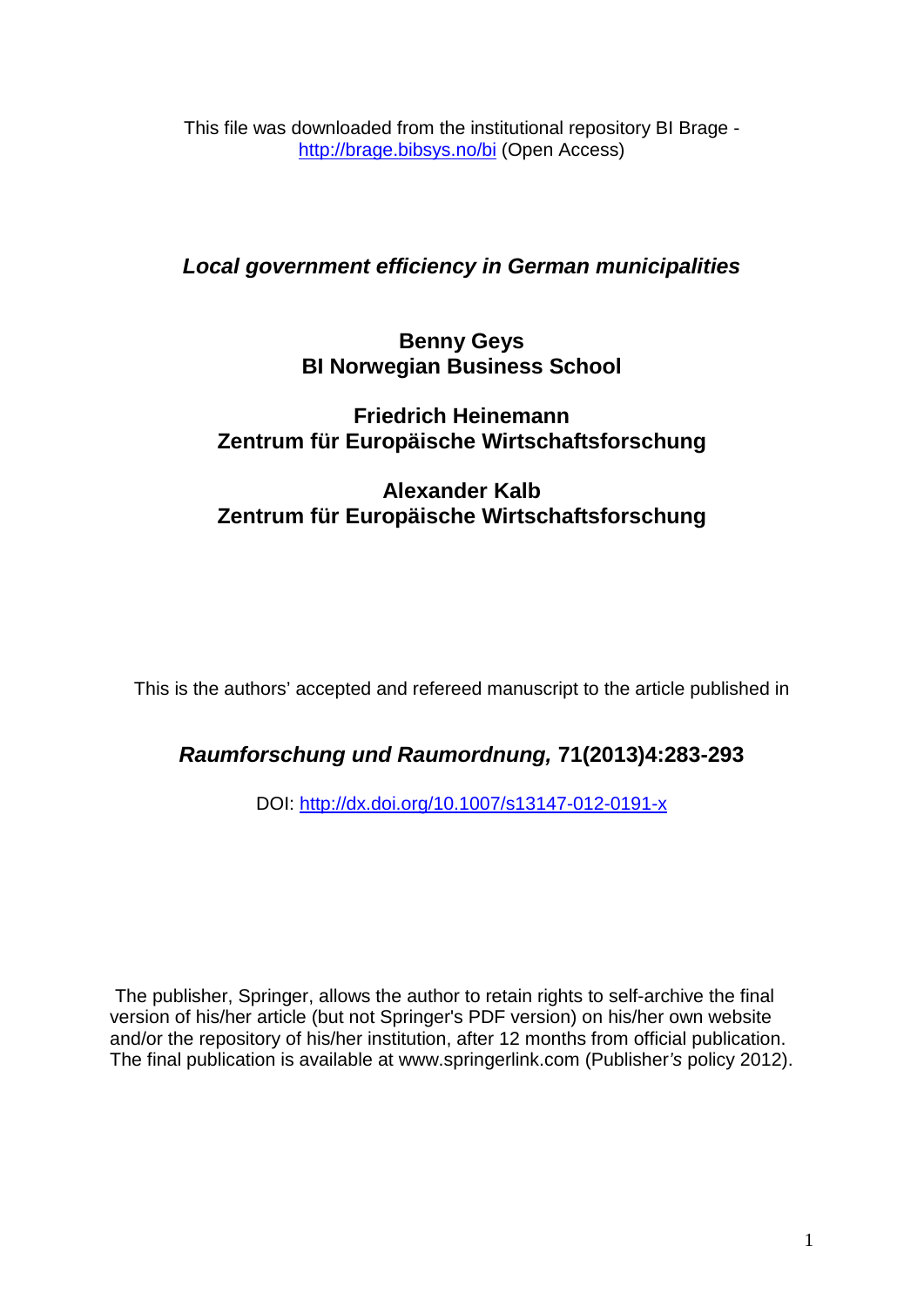This file was downloaded from the institutional repository BI Brage - http://brage.bibsys.no/bi (Open Access)

# *Local government efficiency in German municipalities*

**Benny Geys**
**BI Norwegian Business School**

**Friedrich Heinemann**
**Zentrum für Europäische Wirtschaftsforschung**

**Alexander Kalb**
**Zentrum für Europäische Wirtschaftsforschung**

This is the authors' accepted and refereed manuscript to the article published in

***Raumforschung und Raumordnung,* 71(2013)4:283-293**

DOI: http://dx.doi.org/10.1007/s13147-012-0191-x

The publisher, Springer, allows the author to retain rights to self-archive the final version of his/her article (but not Springer's PDF version) on his/her own website and/or the repository of his/her institution, after 12 months from official publication. The final publication is available at www.springerlink.com (Publisher's policy 2012).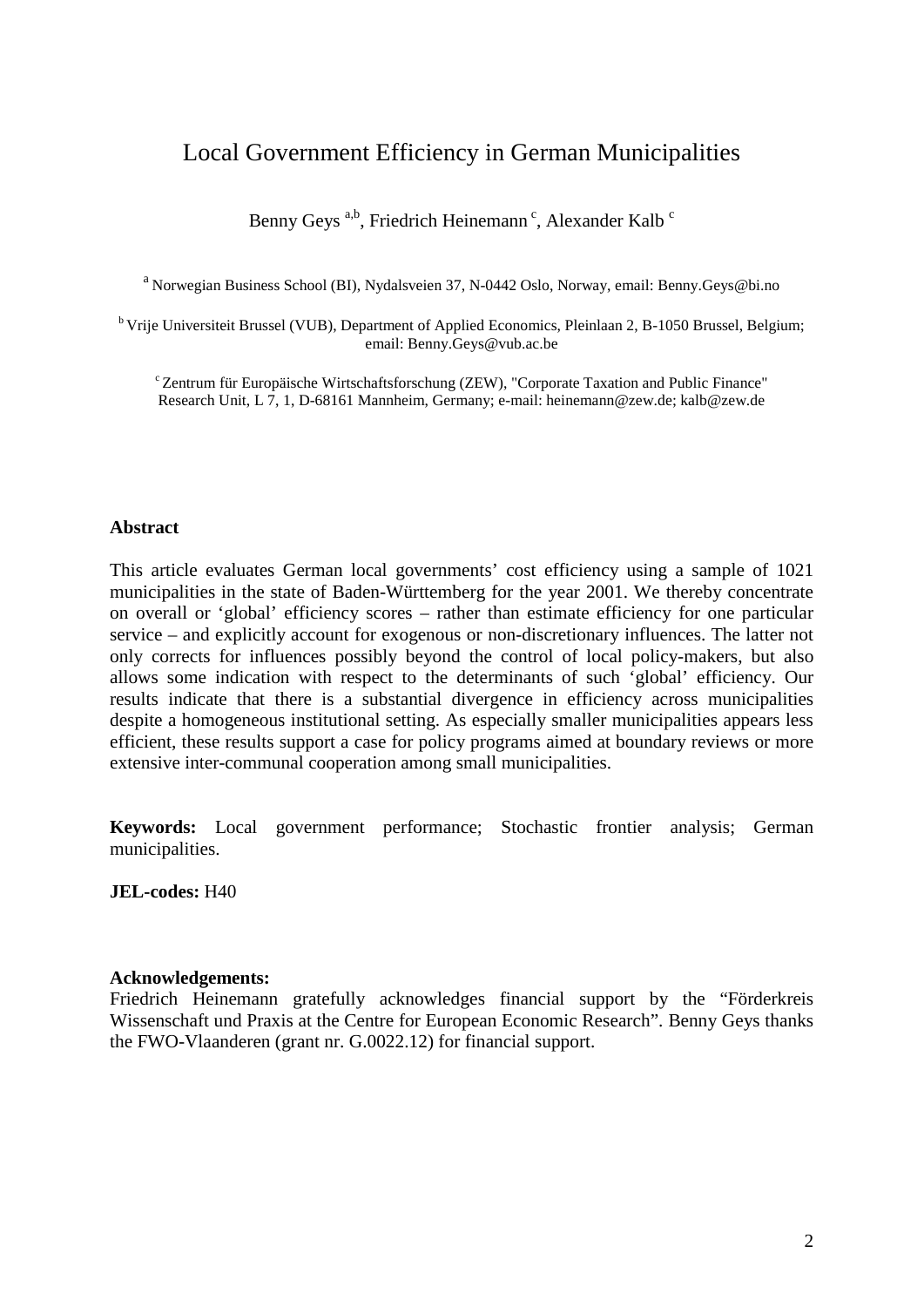# Local Government Efficiency in German Municipalities

Benny Geys [a,b], Friedrich Heinemann [c], Alexander Kalb [c]

[a] Norwegian Business School (BI), Nydalsveien 37, N-0442 Oslo, Norway, email: Benny.Geys@bi.no

[b] Vrije Universiteit Brussel (VUB), Department of Applied Economics, Pleinlaan 2, B-1050 Brussel, Belgium; email: Benny.Geys@vub.ac.be

[c] Zentrum für Europäische Wirtschaftsforschung (ZEW), "Corporate Taxation and Public Finance" Research Unit, L 7, 1, D-68161 Mannheim, Germany; e-mail: heinemann@zew.de; kalb@zew.de

**Abstract**

This article evaluates German local governments' cost efficiency using a sample of 1021 municipalities in the state of Baden-Württemberg for the year 2001. We thereby concentrate on overall or 'global' efficiency scores – rather than estimate efficiency for one particular service – and explicitly account for exogenous or non-discretionary influences. The latter not only corrects for influences possibly beyond the control of local policy-makers, but also allows some indication with respect to the determinants of such 'global' efficiency. Our results indicate that there is a substantial divergence in efficiency across municipalities despite a homogeneous institutional setting. As especially smaller municipalities appears less efficient, these results support a case for policy programs aimed at boundary reviews or more extensive inter-communal cooperation among small municipalities.

**Keywords:** Local government performance; Stochastic frontier analysis; German municipalities.

**JEL-codes:** H40

**Acknowledgements:**
Friedrich Heinemann gratefully acknowledges financial support by the "Förderkreis Wissenschaft und Praxis at the Centre for European Economic Research". Benny Geys thanks the FWO-Vlaanderen (grant nr. G.0022.12) for financial support.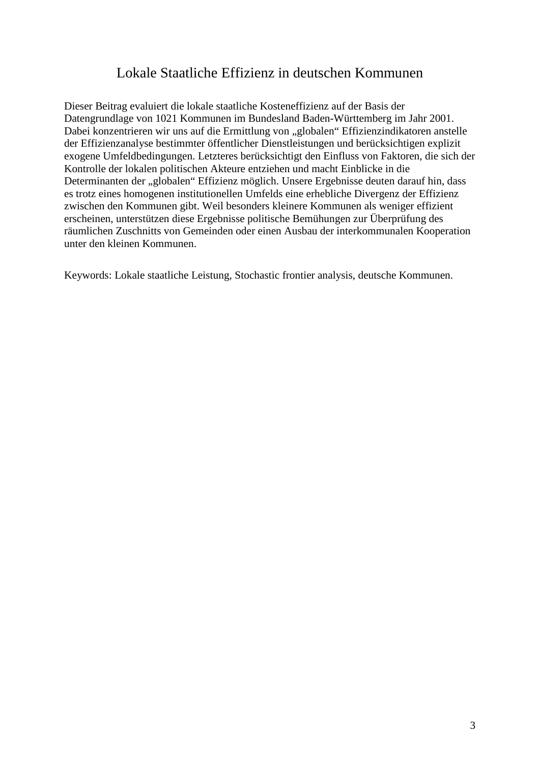# Lokale Staatliche Effizienz in deutschen Kommunen

Dieser Beitrag evaluiert die lokale staatliche Kosteneffizienz auf der Basis der Datengrundlage von 1021 Kommunen im Bundesland Baden-Württemberg im Jahr 2001. Dabei konzentrieren wir uns auf die Ermittlung von „globalen“ Effizienzindikatoren anstelle der Effizienzanalyse bestimmter öffentlicher Dienstleistungen und berücksichtigen explizit exogene Umfeldbedingungen. Letzteres berücksichtigt den Einfluss von Faktoren, die sich der Kontrolle der lokalen politischen Akteure entziehen und macht Einblicke in die Determinanten der „globalen“ Effizienz möglich. Unsere Ergebnisse deuten darauf hin, dass es trotz eines homogenen institutionellen Umfelds eine erhebliche Divergenz der Effizienz zwischen den Kommunen gibt. Weil besonders kleinere Kommunen als weniger effizient erscheinen, unterstützen diese Ergebnisse politische Bemühungen zur Überprüfung des räumlichen Zuschnitts von Gemeinden oder einen Ausbau der interkommunalen Kooperation unter den kleinen Kommunen.

Keywords: Lokale staatliche Leistung, Stochastic frontier analysis, deutsche Kommunen.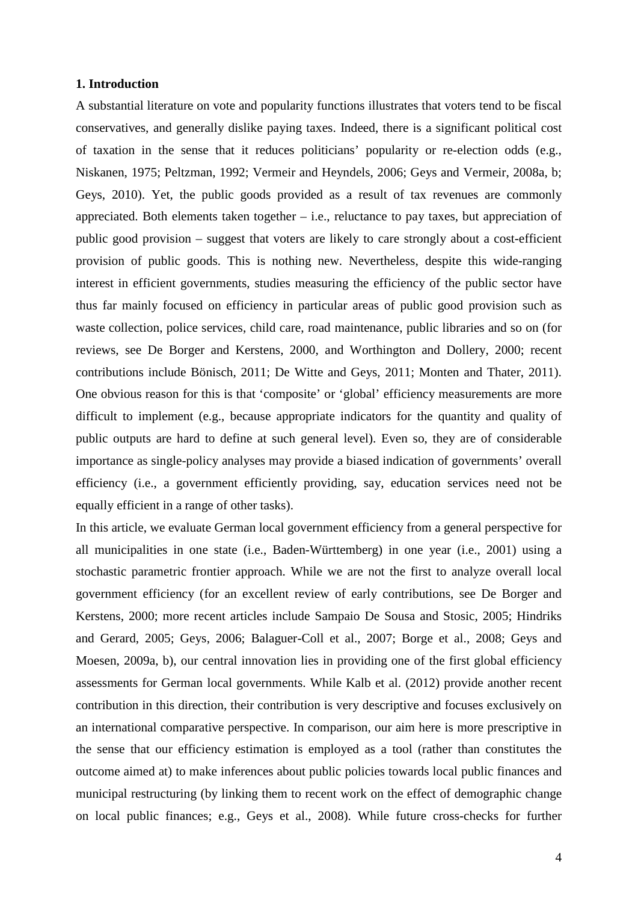**1. Introduction**

A substantial literature on vote and popularity functions illustrates that voters tend to be fiscal conservatives, and generally dislike paying taxes. Indeed, there is a significant political cost of taxation in the sense that it reduces politicians' popularity or re-election odds (e.g., Niskanen, 1975; Peltzman, 1992; Vermeir and Heyndels, 2006; Geys and Vermeir, 2008a, b; Geys, 2010). Yet, the public goods provided as a result of tax revenues are commonly appreciated. Both elements taken together – i.e., reluctance to pay taxes, but appreciation of public good provision – suggest that voters are likely to care strongly about a cost-efficient provision of public goods. This is nothing new. Nevertheless, despite this wide-ranging interest in efficient governments, studies measuring the efficiency of the public sector have thus far mainly focused on efficiency in particular areas of public good provision such as waste collection, police services, child care, road maintenance, public libraries and so on (for reviews, see De Borger and Kerstens, 2000, and Worthington and Dollery, 2000; recent contributions include Bönisch, 2011; De Witte and Geys, 2011; Monten and Thater, 2011). One obvious reason for this is that 'composite' or 'global' efficiency measurements are more difficult to implement (e.g., because appropriate indicators for the quantity and quality of public outputs are hard to define at such general level). Even so, they are of considerable importance as single-policy analyses may provide a biased indication of governments' overall efficiency (i.e., a government efficiently providing, say, education services need not be equally efficient in a range of other tasks).

In this article, we evaluate German local government efficiency from a general perspective for all municipalities in one state (i.e., Baden-Württemberg) in one year (i.e., 2001) using a stochastic parametric frontier approach. While we are not the first to analyze overall local government efficiency (for an excellent review of early contributions, see De Borger and Kerstens, 2000; more recent articles include Sampaio De Sousa and Stosic, 2005; Hindriks and Gerard, 2005; Geys, 2006; Balaguer-Coll et al., 2007; Borge et al., 2008; Geys and Moesen, 2009a, b), our central innovation lies in providing one of the first global efficiency assessments for German local governments. While Kalb et al. (2012) provide another recent contribution in this direction, their contribution is very descriptive and focuses exclusively on an international comparative perspective. In comparison, our aim here is more prescriptive in the sense that our efficiency estimation is employed as a tool (rather than constitutes the outcome aimed at) to make inferences about public policies towards local public finances and municipal restructuring (by linking them to recent work on the effect of demographic change on local public finances; e.g., Geys et al., 2008). While future cross-checks for further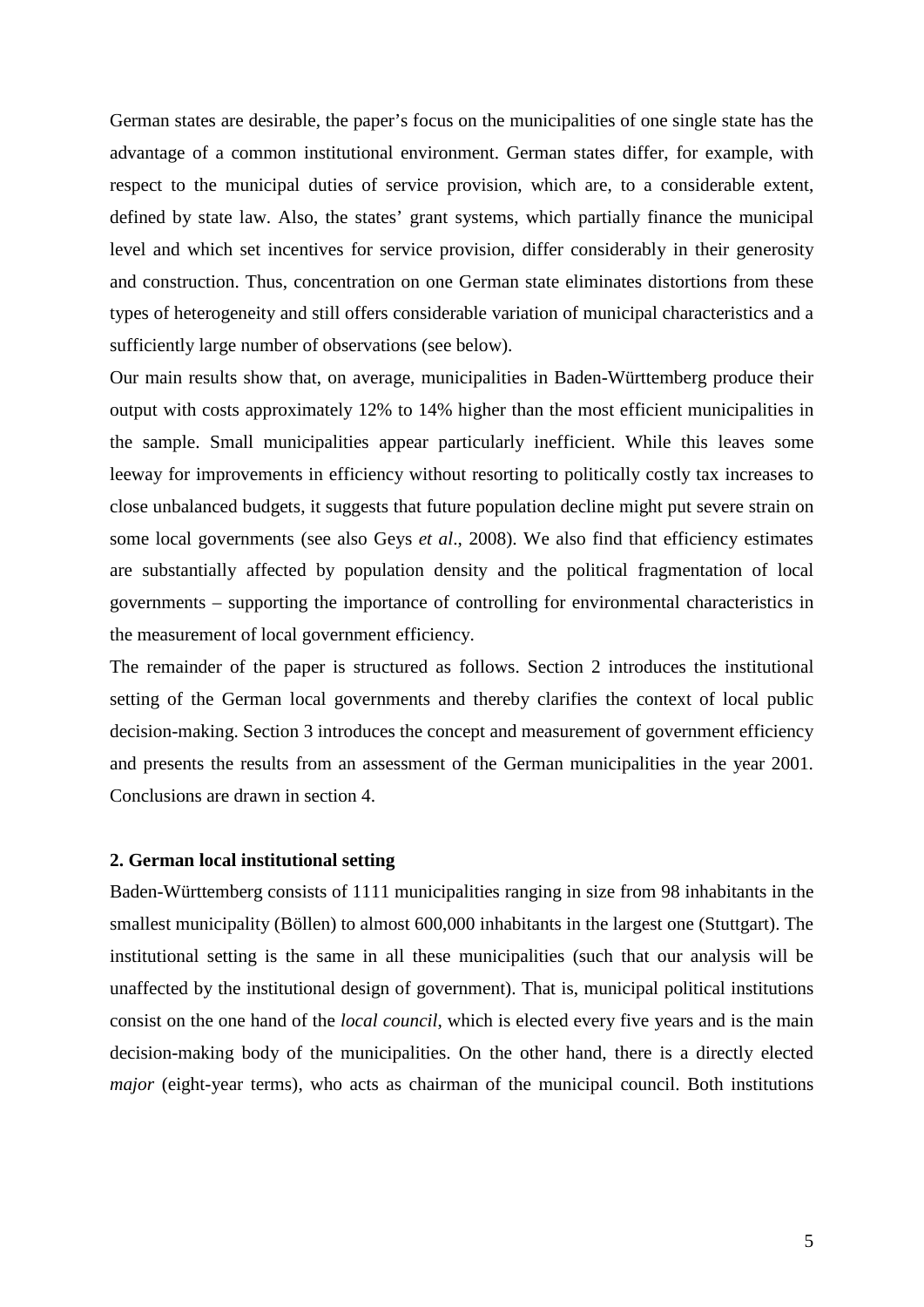German states are desirable, the paper’s focus on the municipalities of one single state has the advantage of a common institutional environment. German states differ, for example, with respect to the municipal duties of service provision, which are, to a considerable extent, defined by state law. Also, the states’ grant systems, which partially finance the municipal level and which set incentives for service provision, differ considerably in their generosity and construction. Thus, concentration on one German state eliminates distortions from these types of heterogeneity and still offers considerable variation of municipal characteristics and a sufficiently large number of observations (see below).

Our main results show that, on average, municipalities in Baden-Württemberg produce their output with costs approximately 12% to 14% higher than the most efficient municipalities in the sample. Small municipalities appear particularly inefficient. While this leaves some leeway for improvements in efficiency without resorting to politically costly tax increases to close unbalanced budgets, it suggests that future population decline might put severe strain on some local governments (see also Geys *et al*., 2008). We also find that efficiency estimates are substantially affected by population density and the political fragmentation of local governments – supporting the importance of controlling for environmental characteristics in the measurement of local government efficiency.

The remainder of the paper is structured as follows. Section 2 introduces the institutional setting of the German local governments and thereby clarifies the context of local public decision-making. Section 3 introduces the concept and measurement of government efficiency and presents the results from an assessment of the German municipalities in the year 2001. Conclusions are drawn in section 4.

## 2. German local institutional setting

Baden-Württemberg consists of 1111 municipalities ranging in size from 98 inhabitants in the smallest municipality (Böllen) to almost 600,000 inhabitants in the largest one (Stuttgart). The institutional setting is the same in all these municipalities (such that our analysis will be unaffected by the institutional design of government). That is, municipal political institutions consist on the one hand of the *local council*, which is elected every five years and is the main decision-making body of the municipalities. On the other hand, there is a directly elected *major* (eight-year terms), who acts as chairman of the municipal council. Both institutions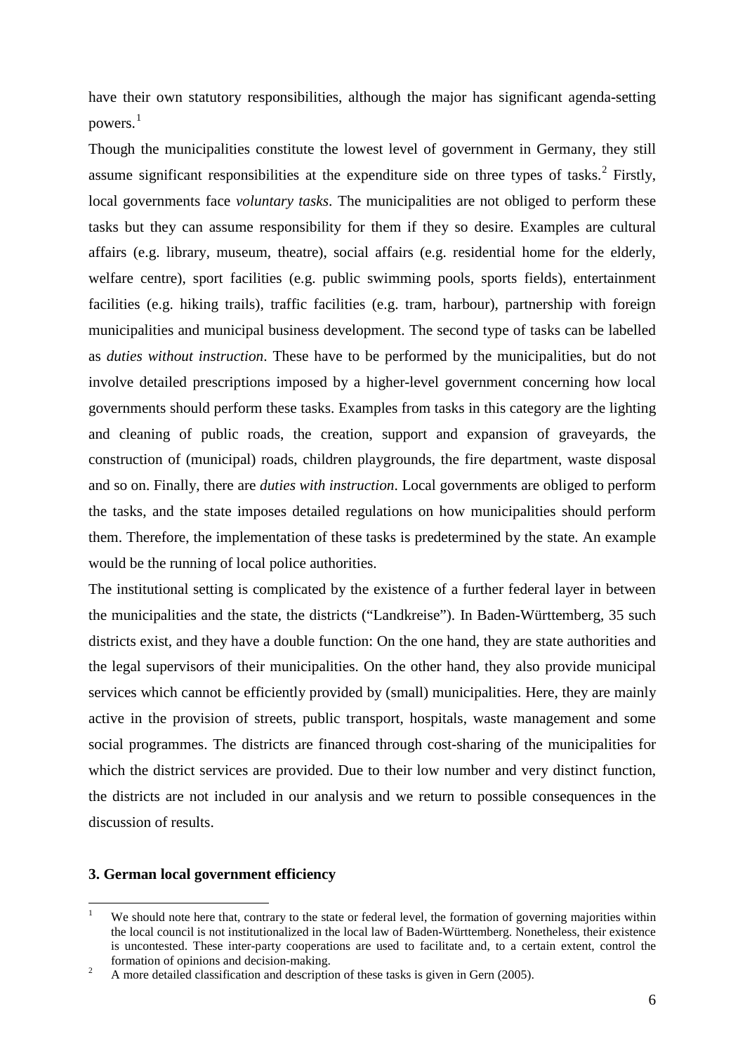have their own statutory responsibilities, although the major has significant agenda-setting powers.[1]

Though the municipalities constitute the lowest level of government in Germany, they still assume significant responsibilities at the expenditure side on three types of tasks.[2] Firstly, local governments face *voluntary tasks*. The municipalities are not obliged to perform these tasks but they can assume responsibility for them if they so desire. Examples are cultural affairs (e.g. library, museum, theatre), social affairs (e.g. residential home for the elderly, welfare centre), sport facilities (e.g. public swimming pools, sports fields), entertainment facilities (e.g. hiking trails), traffic facilities (e.g. tram, harbour), partnership with foreign municipalities and municipal business development. The second type of tasks can be labelled as *duties without instruction*. These have to be performed by the municipalities, but do not involve detailed prescriptions imposed by a higher-level government concerning how local governments should perform these tasks. Examples from tasks in this category are the lighting and cleaning of public roads, the creation, support and expansion of graveyards, the construction of (municipal) roads, children playgrounds, the fire department, waste disposal and so on. Finally, there are *duties with instruction*. Local governments are obliged to perform the tasks, and the state imposes detailed regulations on how municipalities should perform them. Therefore, the implementation of these tasks is predetermined by the state. An example would be the running of local police authorities.

The institutional setting is complicated by the existence of a further federal layer in between the municipalities and the state, the districts ("Landkreise"). In Baden-Württemberg, 35 such districts exist, and they have a double function: On the one hand, they are state authorities and the legal supervisors of their municipalities. On the other hand, they also provide municipal services which cannot be efficiently provided by (small) municipalities. Here, they are mainly active in the provision of streets, public transport, hospitals, waste management and some social programmes. The districts are financed through cost-sharing of the municipalities for which the district services are provided. Due to their low number and very distinct function, the districts are not included in our analysis and we return to possible consequences in the discussion of results.

## 3. German local government efficiency

[1] We should note here that, contrary to the state or federal level, the formation of governing majorities within the local council is not institutionalized in the local law of Baden-Württemberg. Nonetheless, their existence is uncontested. These inter-party cooperations are used to facilitate and, to a certain extent, control the formation of opinions and decision-making.

[2] A more detailed classification and description of these tasks is given in Gern (2005).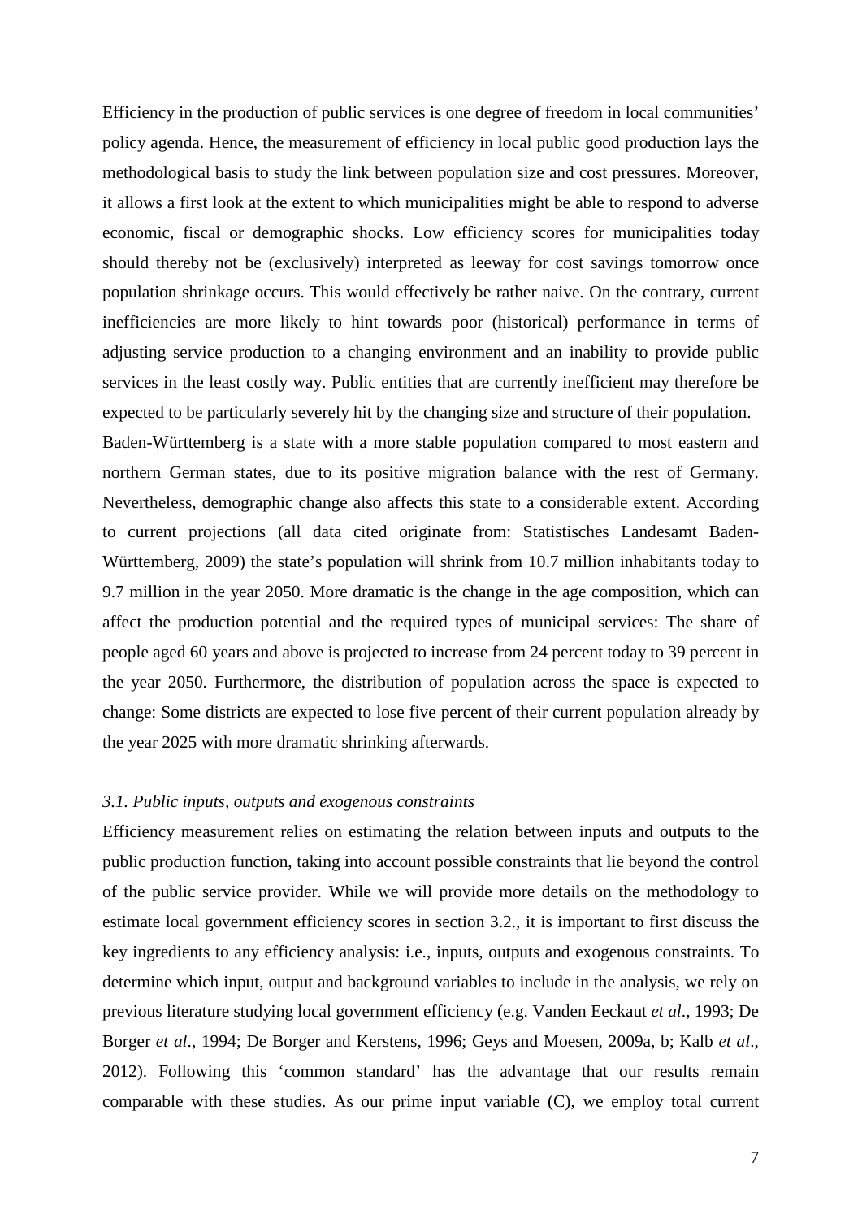Efficiency in the production of public services is one degree of freedom in local communities' policy agenda. Hence, the measurement of efficiency in local public good production lays the methodological basis to study the link between population size and cost pressures. Moreover, it allows a first look at the extent to which municipalities might be able to respond to adverse economic, fiscal or demographic shocks. Low efficiency scores for municipalities today should thereby not be (exclusively) interpreted as leeway for cost savings tomorrow once population shrinkage occurs. This would effectively be rather naive. On the contrary, current inefficiencies are more likely to hint towards poor (historical) performance in terms of adjusting service production to a changing environment and an inability to provide public services in the least costly way. Public entities that are currently inefficient may therefore be expected to be particularly severely hit by the changing size and structure of their population.

Baden-Württemberg is a state with a more stable population compared to most eastern and northern German states, due to its positive migration balance with the rest of Germany. Nevertheless, demographic change also affects this state to a considerable extent. According to current projections (all data cited originate from: Statistisches Landesamt Baden-Württemberg, 2009) the state's population will shrink from 10.7 million inhabitants today to 9.7 million in the year 2050. More dramatic is the change in the age composition, which can affect the production potential and the required types of municipal services: The share of people aged 60 years and above is projected to increase from 24 percent today to 39 percent in the year 2050. Furthermore, the distribution of population across the space is expected to change: Some districts are expected to lose five percent of their current population already by the year 2025 with more dramatic shrinking afterwards.

### *3.1. Public inputs, outputs and exogenous constraints*

Efficiency measurement relies on estimating the relation between inputs and outputs to the public production function, taking into account possible constraints that lie beyond the control of the public service provider. While we will provide more details on the methodology to estimate local government efficiency scores in section 3.2., it is important to first discuss the key ingredients to any efficiency analysis: i.e., inputs, outputs and exogenous constraints. To determine which input, output and background variables to include in the analysis, we rely on previous literature studying local government efficiency (e.g. Vanden Eeckaut *et al*., 1993; De Borger *et al*., 1994; De Borger and Kerstens, 1996; Geys and Moesen, 2009a, b; Kalb *et al*., 2012). Following this 'common standard' has the advantage that our results remain comparable with these studies. As our prime input variable (C), we employ total current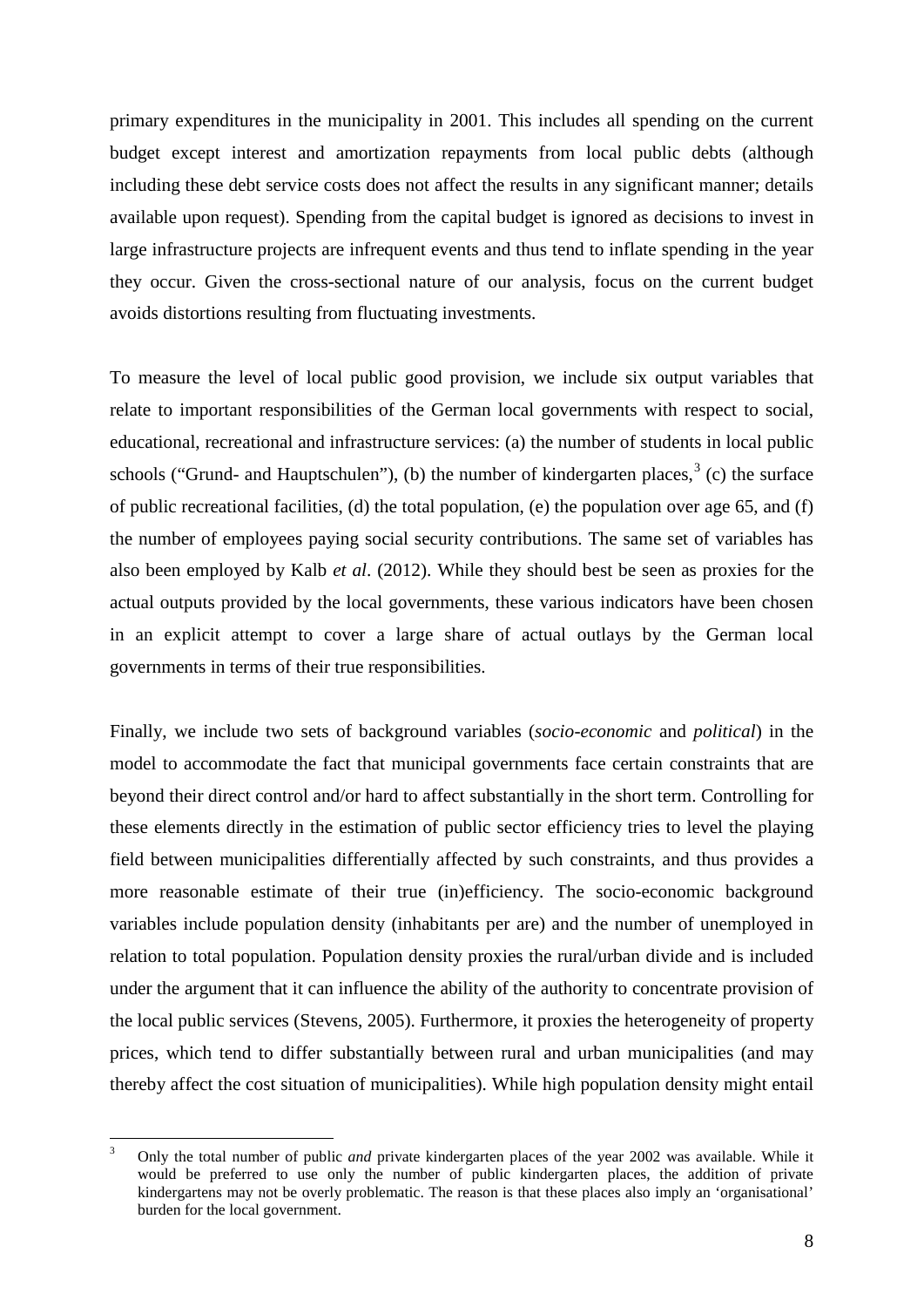primary expenditures in the municipality in 2001. This includes all spending on the current budget except interest and amortization repayments from local public debts (although including these debt service costs does not affect the results in any significant manner; details available upon request). Spending from the capital budget is ignored as decisions to invest in large infrastructure projects are infrequent events and thus tend to inflate spending in the year they occur. Given the cross-sectional nature of our analysis, focus on the current budget avoids distortions resulting from fluctuating investments.

To measure the level of local public good provision, we include six output variables that relate to important responsibilities of the German local governments with respect to social, educational, recreational and infrastructure services: (a) the number of students in local public schools ("Grund- and Hauptschulen"), (b) the number of kindergarten places,[3] (c) the surface of public recreational facilities, (d) the total population, (e) the population over age 65, and (f) the number of employees paying social security contributions. The same set of variables has also been employed by Kalb *et al*. (2012). While they should best be seen as proxies for the actual outputs provided by the local governments, these various indicators have been chosen in an explicit attempt to cover a large share of actual outlays by the German local governments in terms of their true responsibilities.

Finally, we include two sets of background variables (*socio-economic* and *political*) in the model to accommodate the fact that municipal governments face certain constraints that are beyond their direct control and/or hard to affect substantially in the short term. Controlling for these elements directly in the estimation of public sector efficiency tries to level the playing field between municipalities differentially affected by such constraints, and thus provides a more reasonable estimate of their true (in)efficiency. The socio-economic background variables include population density (inhabitants per are) and the number of unemployed in relation to total population. Population density proxies the rural/urban divide and is included under the argument that it can influence the ability of the authority to concentrate provision of the local public services (Stevens, 2005). Furthermore, it proxies the heterogeneity of property prices, which tend to differ substantially between rural and urban municipalities (and may thereby affect the cost situation of municipalities). While high population density might entail

---

[3] Only the total number of public *and* private kindergarten places of the year 2002 was available. While it would be preferred to use only the number of public kindergarten places, the addition of private kindergartens may not be overly problematic. The reason is that these places also imply an 'organisational' burden for the local government.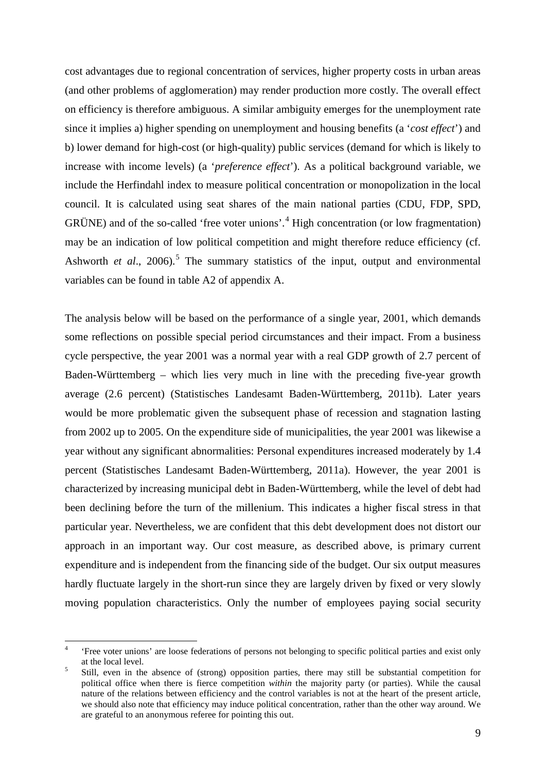cost advantages due to regional concentration of services, higher property costs in urban areas (and other problems of agglomeration) may render production more costly. The overall effect on efficiency is therefore ambiguous. A similar ambiguity emerges for the unemployment rate since it implies a) higher spending on unemployment and housing benefits (a '*cost effect*') and b) lower demand for high-cost (or high-quality) public services (demand for which is likely to increase with income levels) (a '*preference effect*'). As a political background variable, we include the Herfindahl index to measure political concentration or monopolization in the local council. It is calculated using seat shares of the main national parties (CDU, FDP, SPD, GRÜNE) and of the so-called 'free voter unions'.[4] High concentration (or low fragmentation) may be an indication of low political competition and might therefore reduce efficiency (cf. Ashworth *et al*., 2006).[5] The summary statistics of the input, output and environmental variables can be found in table A2 of appendix A.

The analysis below will be based on the performance of a single year, 2001, which demands some reflections on possible special period circumstances and their impact. From a business cycle perspective, the year 2001 was a normal year with a real GDP growth of 2.7 percent of Baden-Württemberg – which lies very much in line with the preceding five-year growth average (2.6 percent) (Statistisches Landesamt Baden-Württemberg, 2011b). Later years would be more problematic given the subsequent phase of recession and stagnation lasting from 2002 up to 2005. On the expenditure side of municipalities, the year 2001 was likewise a year without any significant abnormalities: Personal expenditures increased moderately by 1.4 percent (Statistisches Landesamt Baden-Württemberg, 2011a). However, the year 2001 is characterized by increasing municipal debt in Baden-Württemberg, while the level of debt had been declining before the turn of the millenium. This indicates a higher fiscal stress in that particular year. Nevertheless, we are confident that this debt development does not distort our approach in an important way. Our cost measure, as described above, is primary current expenditure and is independent from the financing side of the budget. Our six output measures hardly fluctuate largely in the short-run since they are largely driven by fixed or very slowly moving population characteristics. Only the number of employees paying social security

---

[4] 'Free voter unions' are loose federations of persons not belonging to specific political parties and exist only at the local level.

[5] Still, even in the absence of (strong) opposition parties, there may still be substantial competition for political office when there is fierce competition *within* the majority party (or parties). While the causal nature of the relations between efficiency and the control variables is not at the heart of the present article, we should also note that efficiency may induce political concentration, rather than the other way around. We are grateful to an anonymous referee for pointing this out.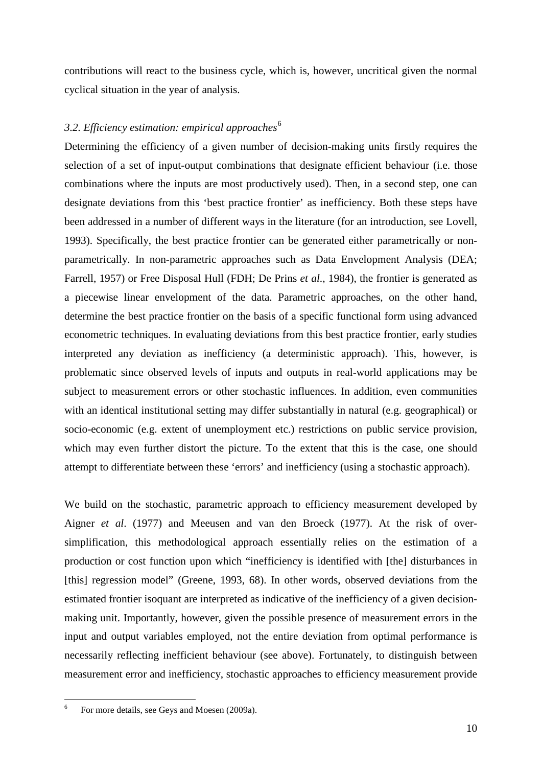contributions will react to the business cycle, which is, however, uncritical given the normal cyclical situation in the year of analysis.

### *3.2. Efficiency estimation: empirical approaches*[6]

Determining the efficiency of a given number of decision-making units firstly requires the selection of a set of input-output combinations that designate efficient behaviour (i.e. those combinations where the inputs are most productively used). Then, in a second step, one can designate deviations from this 'best practice frontier' as inefficiency. Both these steps have been addressed in a number of different ways in the literature (for an introduction, see Lovell, 1993). Specifically, the best practice frontier can be generated either parametrically or non-parametrically. In non-parametric approaches such as Data Envelopment Analysis (DEA; Farrell, 1957) or Free Disposal Hull (FDH; De Prins *et al.*, 1984), the frontier is generated as a piecewise linear envelopment of the data. Parametric approaches, on the other hand, determine the best practice frontier on the basis of a specific functional form using advanced econometric techniques. In evaluating deviations from this best practice frontier, early studies interpreted any deviation as inefficiency (a deterministic approach). This, however, is problematic since observed levels of inputs and outputs in real-world applications may be subject to measurement errors or other stochastic influences. In addition, even communities with an identical institutional setting may differ substantially in natural (e.g. geographical) or socio-economic (e.g. extent of unemployment etc.) restrictions on public service provision, which may even further distort the picture. To the extent that this is the case, one should attempt to differentiate between these 'errors' and inefficiency (using a stochastic approach).

We build on the stochastic, parametric approach to efficiency measurement developed by Aigner *et al*. (1977) and Meeusen and van den Broeck (1977). At the risk of over-simplification, this methodological approach essentially relies on the estimation of a production or cost function upon which "inefficiency is identified with [the] disturbances in [this] regression model" (Greene, 1993, 68). In other words, observed deviations from the estimated frontier isoquant are interpreted as indicative of the inefficiency of a given decision-making unit. Importantly, however, given the possible presence of measurement errors in the input and output variables employed, not the entire deviation from optimal performance is necessarily reflecting inefficient behaviour (see above). Fortunately, to distinguish between measurement error and inefficiency, stochastic approaches to efficiency measurement provide

[6] For more details, see Geys and Moesen (2009a).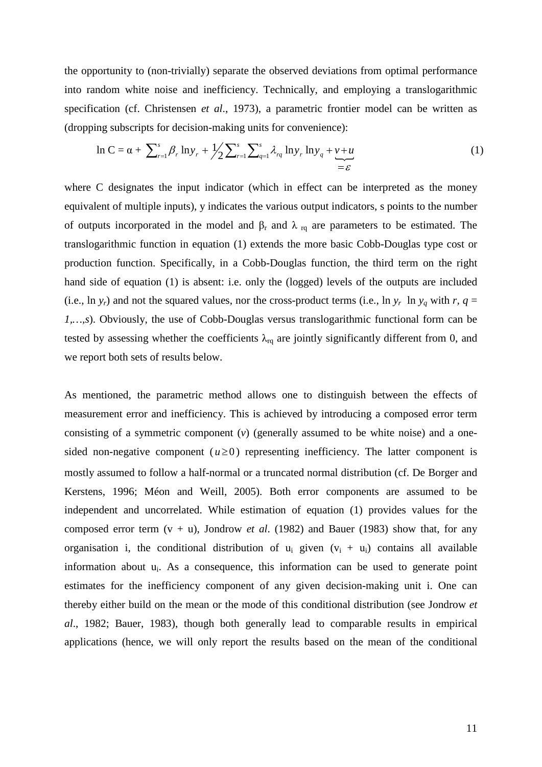the opportunity to (non-trivially) separate the observed deviations from optimal performance into random white noise and inefficiency. Technically, and employing a translogarithmic specification (cf. Christensen *et al*., 1973), a parametric frontier model can be written as (dropping subscripts for decision-making units for convenience):

$$\ln C = \alpha + \sum_{r=1}^{s} \beta_r \ln y_r + \frac{1}{2} \sum_{r=1}^{s} \sum_{q=1}^{s} \lambda_{rq} \ln y_r \ln y_q + \underbrace{v + u}_{= \varepsilon} \tag{1}$$

where C designates the input indicator (which in effect can be interpreted as the money equivalent of multiple inputs), y indicates the various output indicators, s points to the number of outputs incorporated in the model and $\beta_r$ and $\lambda_{rq}$ are parameters to be estimated. The translogarithmic function in equation (1) extends the more basic Cobb-Douglas type cost or production function. Specifically, in a Cobb-Douglas function, the third term on the right hand side of equation (1) is absent: i.e. only the (logged) levels of the outputs are included (i.e., $\ln y_r$) and not the squared values, nor the cross-product terms (i.e., $\ln y_r \ \ln y_q$ with $r, q = 1,\ldots,s$). Obviously, the use of Cobb-Douglas versus translogarithmic functional form can be tested by assessing whether the coefficients $\lambda_{rq}$ are jointly significantly different from 0, and we report both sets of results below.

As mentioned, the parametric method allows one to distinguish between the effects of measurement error and inefficiency. This is achieved by introducing a composed error term consisting of a symmetric component ($v$) (generally assumed to be white noise) and a one-sided non-negative component ($u \geq 0$) representing inefficiency. The latter component is mostly assumed to follow a half-normal or a truncated normal distribution (cf. De Borger and Kerstens, 1996; Méon and Weill, 2005). Both error components are assumed to be independent and uncorrelated. While estimation of equation (1) provides values for the composed error term (v + u), Jondrow *et al*. (1982) and Bauer (1983) show that, for any organisation i, the conditional distribution of $u_i$ given ($v_i + u_i$) contains all available information about $u_i$. As a consequence, this information can be used to generate point estimates for the inefficiency component of any given decision-making unit i. One can thereby either build on the mean or the mode of this conditional distribution (see Jondrow *et al*., 1982; Bauer, 1983), though both generally lead to comparable results in empirical applications (hence, we will only report the results based on the mean of the conditional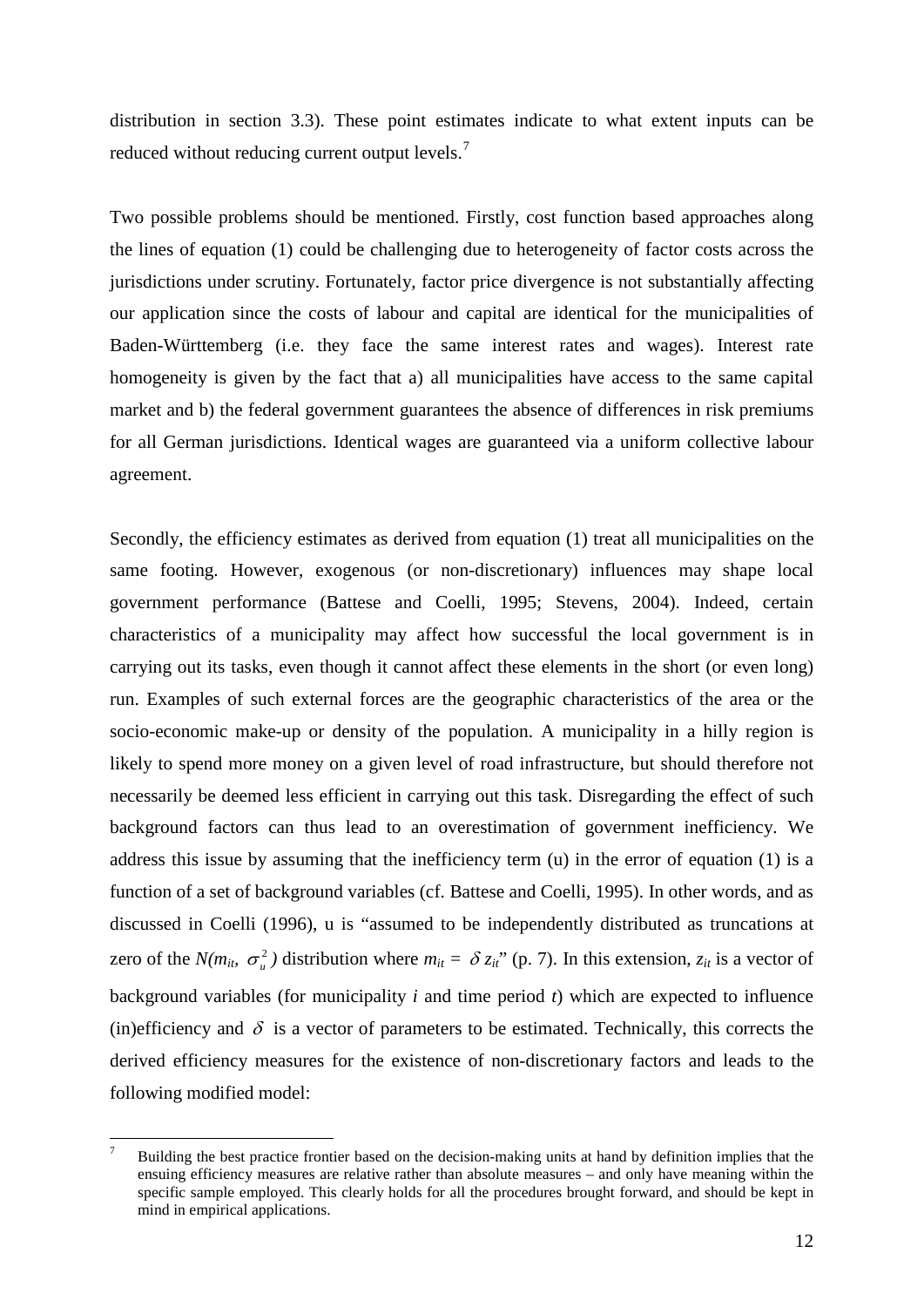distribution in section 3.3). These point estimates indicate to what extent inputs can be reduced without reducing current output levels.[7]

Two possible problems should be mentioned. Firstly, cost function based approaches along the lines of equation (1) could be challenging due to heterogeneity of factor costs across the jurisdictions under scrutiny. Fortunately, factor price divergence is not substantially affecting our application since the costs of labour and capital are identical for the municipalities of Baden-Württemberg (i.e. they face the same interest rates and wages). Interest rate homogeneity is given by the fact that a) all municipalities have access to the same capital market and b) the federal government guarantees the absence of differences in risk premiums for all German jurisdictions. Identical wages are guaranteed via a uniform collective labour agreement.

Secondly, the efficiency estimates as derived from equation (1) treat all municipalities on the same footing. However, exogenous (or non-discretionary) influences may shape local government performance (Battese and Coelli, 1995; Stevens, 2004). Indeed, certain characteristics of a municipality may affect how successful the local government is in carrying out its tasks, even though it cannot affect these elements in the short (or even long) run. Examples of such external forces are the geographic characteristics of the area or the socio-economic make-up or density of the population. A municipality in a hilly region is likely to spend more money on a given level of road infrastructure, but should therefore not necessarily be deemed less efficient in carrying out this task. Disregarding the effect of such background factors can thus lead to an overestimation of government inefficiency. We address this issue by assuming that the inefficiency term (u) in the error of equation (1) is a function of a set of background variables (cf. Battese and Coelli, 1995). In other words, and as discussed in Coelli (1996), u is "assumed to be independently distributed as truncations at zero of the $N(m_{it}, \sigma_u^2)$ distribution where $m_{it} = \delta z_{it}$" (p. 7). In this extension, $z_{it}$ is a vector of background variables (for municipality $i$ and time period $t$) which are expected to influence (in)efficiency and $\delta$ is a vector of parameters to be estimated. Technically, this corrects the derived efficiency measures for the existence of non-discretionary factors and leads to the following modified model:

---

[7] Building the best practice frontier based on the decision-making units at hand by definition implies that the ensuing efficiency measures are relative rather than absolute measures – and only have meaning within the specific sample employed. This clearly holds for all the procedures brought forward, and should be kept in mind in empirical applications.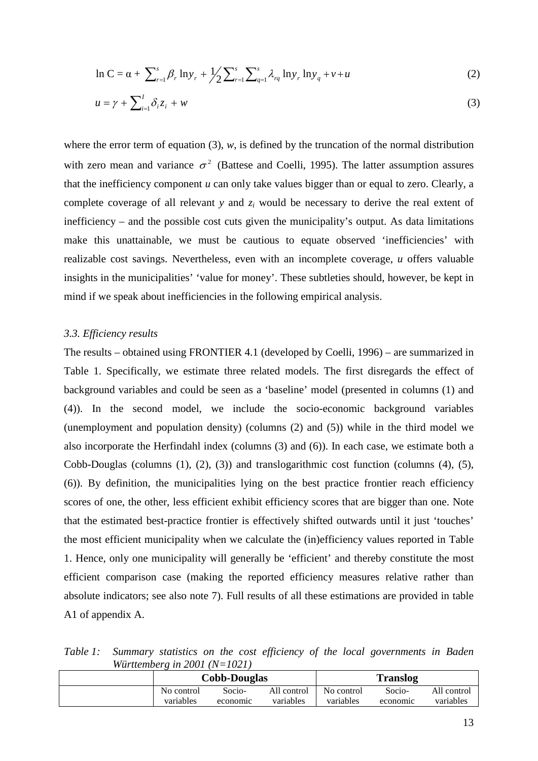$$\ln C = \alpha + \sum_{r=1}^{s} \beta_r \ln y_r + \tfrac{1}{2} \sum_{r=1}^{s} \sum_{q=1}^{s} \lambda_{rq} \ln y_r \ln y_q + v + u \tag{2}$$

$$u = \gamma + \sum_{i=1}^{I} \delta_i z_i + w \tag{3}$$

where the error term of equation (3), $w$, is defined by the truncation of the normal distribution with zero mean and variance $\sigma^2$ (Battese and Coelli, 1995). The latter assumption assures that the inefficiency component $u$ can only take values bigger than or equal to zero. Clearly, a complete coverage of all relevant $y$ and $z_i$ would be necessary to derive the real extent of inefficiency – and the possible cost cuts given the municipality's output. As data limitations make this unattainable, we must be cautious to equate observed 'inefficiencies' with realizable cost savings. Nevertheless, even with an incomplete coverage, $u$ offers valuable insights in the municipalities' 'value for money'. These subtleties should, however, be kept in mind if we speak about inefficiencies in the following empirical analysis.

### *3.3. Efficiency results*

The results – obtained using FRONTIER 4.1 (developed by Coelli, 1996) – are summarized in Table 1. Specifically, we estimate three related models. The first disregards the effect of background variables and could be seen as a 'baseline' model (presented in columns (1) and (4)). In the second model, we include the socio-economic background variables (unemployment and population density) (columns (2) and (5)) while in the third model we also incorporate the Herfindahl index (columns (3) and (6)). In each case, we estimate both a Cobb-Douglas (columns (1), (2), (3)) and translogarithmic cost function (columns (4), (5), (6)). By definition, the municipalities lying on the best practice frontier reach efficiency scores of one, the other, less efficient exhibit efficiency scores that are bigger than one. Note that the estimated best-practice frontier is effectively shifted outwards until it just 'touches' the most efficient municipality when we calculate the (in)efficiency values reported in Table 1. Hence, only one municipality will generally be 'efficient' and thereby constitute the most efficient comparison case (making the reported efficiency measures relative rather than absolute indicators; see also note 7). Full results of all these estimations are provided in table A1 of appendix A.

*Table 1: Summary statistics on the cost efficiency of the local governments in Baden Württemberg in 2001 (N=1021)*

| | **Cobb-Douglas** | | | **Translog** | | |
|---|---|---|---|---|---|---|
| | No control variables | Socio-economic | All control variables | No control variables | Socio-economic | All control variables |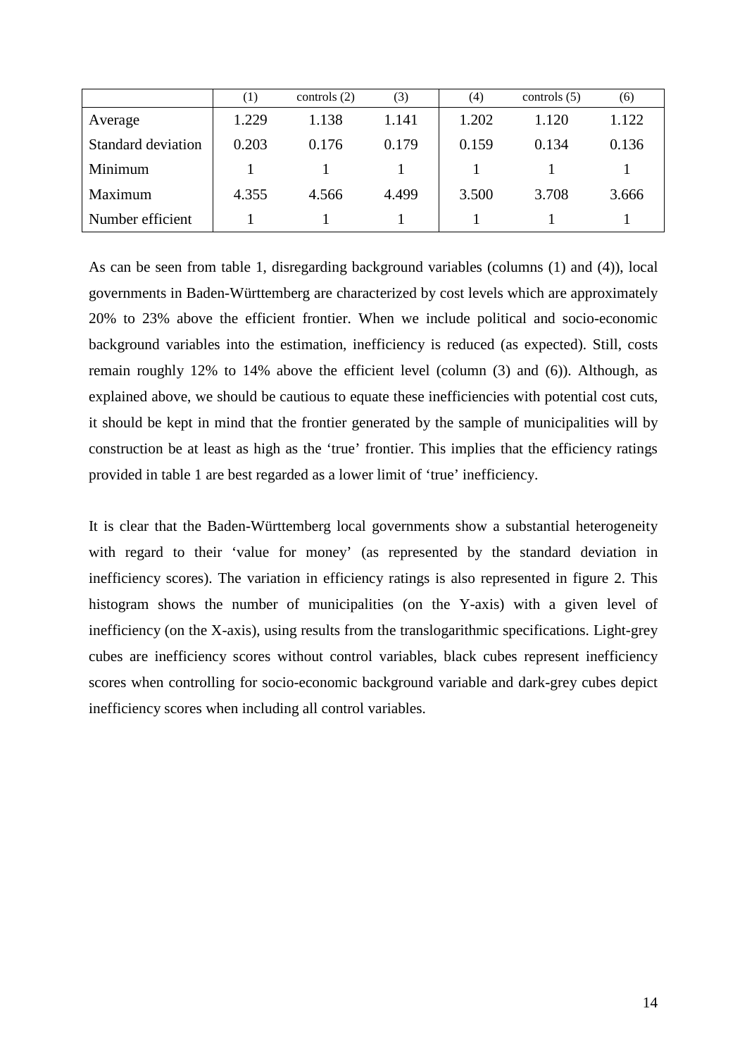|  | (1) | controls (2) | (3) | (4) | controls (5) | (6) |
|---|---|---|---|---|---|---|
| Average | 1.229 | 1.138 | 1.141 | 1.202 | 1.120 | 1.122 |
| Standard deviation | 0.203 | 0.176 | 0.179 | 0.159 | 0.134 | 0.136 |
| Minimum | 1 | 1 | 1 | 1 | 1 | 1 |
| Maximum | 4.355 | 4.566 | 4.499 | 3.500 | 3.708 | 3.666 |
| Number efficient | 1 | 1 | 1 | 1 | 1 | 1 |

As can be seen from table 1, disregarding background variables (columns (1) and (4)), local governments in Baden-Württemberg are characterized by cost levels which are approximately 20% to 23% above the efficient frontier. When we include political and socio-economic background variables into the estimation, inefficiency is reduced (as expected). Still, costs remain roughly 12% to 14% above the efficient level (column (3) and (6)). Although, as explained above, we should be cautious to equate these inefficiencies with potential cost cuts, it should be kept in mind that the frontier generated by the sample of municipalities will by construction be at least as high as the 'true' frontier. This implies that the efficiency ratings provided in table 1 are best regarded as a lower limit of 'true' inefficiency.

It is clear that the Baden-Württemberg local governments show a substantial heterogeneity with regard to their 'value for money' (as represented by the standard deviation in inefficiency scores). The variation in efficiency ratings is also represented in figure 2. This histogram shows the number of municipalities (on the Y-axis) with a given level of inefficiency (on the X-axis), using results from the translogarithmic specifications. Light-grey cubes are inefficiency scores without control variables, black cubes represent inefficiency scores when controlling for socio-economic background variable and dark-grey cubes depict inefficiency scores when including all control variables.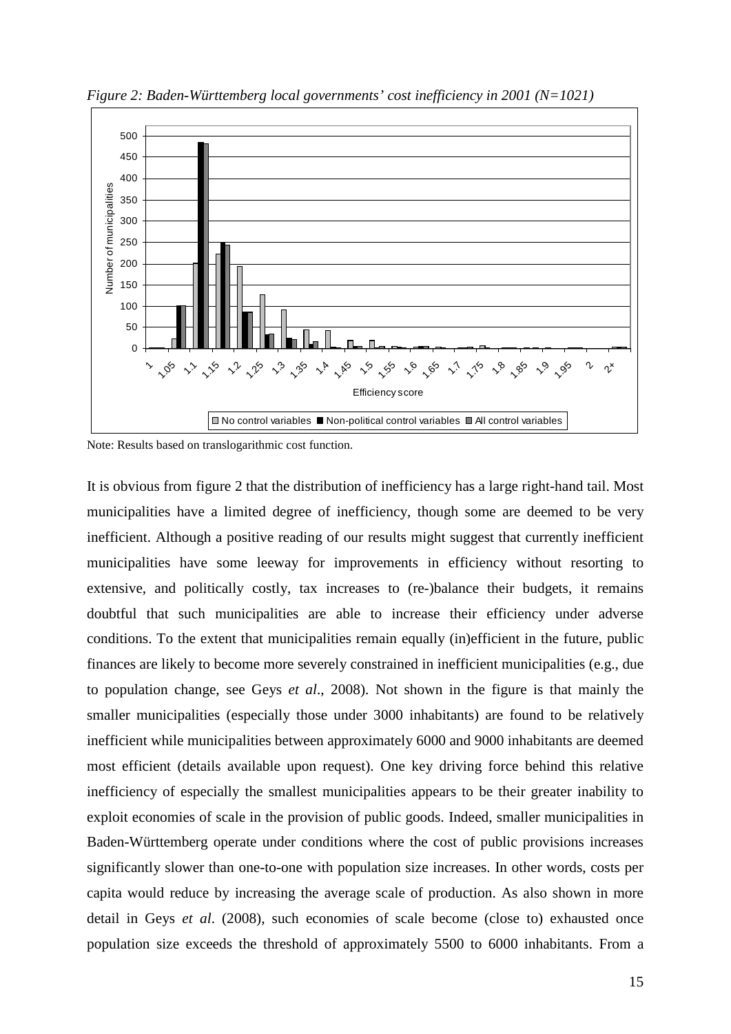*Figure 2: Baden-Württemberg local governments' cost inefficiency in 2001 (N=1021)*

Note: Results based on translogarithmic cost function.

It is obvious from figure 2 that the distribution of inefficiency has a large right-hand tail. Most municipalities have a limited degree of inefficiency, though some are deemed to be very inefficient. Although a positive reading of our results might suggest that currently inefficient municipalities have some leeway for improvements in efficiency without resorting to extensive, and politically costly, tax increases to (re-)balance their budgets, it remains doubtful that such municipalities are able to increase their efficiency under adverse conditions. To the extent that municipalities remain equally (in)efficient in the future, public finances are likely to become more severely constrained in inefficient municipalities (e.g., due to population change, see Geys *et al*., 2008). Not shown in the figure is that mainly the smaller municipalities (especially those under 3000 inhabitants) are found to be relatively inefficient while municipalities between approximately 6000 and 9000 inhabitants are deemed most efficient (details available upon request). One key driving force behind this relative inefficiency of especially the smallest municipalities appears to be their greater inability to exploit economies of scale in the provision of public goods. Indeed, smaller municipalities in Baden-Württemberg operate under conditions where the cost of public provisions increases significantly slower than one-to-one with population size increases. In other words, costs per capita would reduce by increasing the average scale of production. As also shown in more detail in Geys *et al*. (2008), such economies of scale become (close to) exhausted once population size exceeds the threshold of approximately 5500 to 6000 inhabitants. From a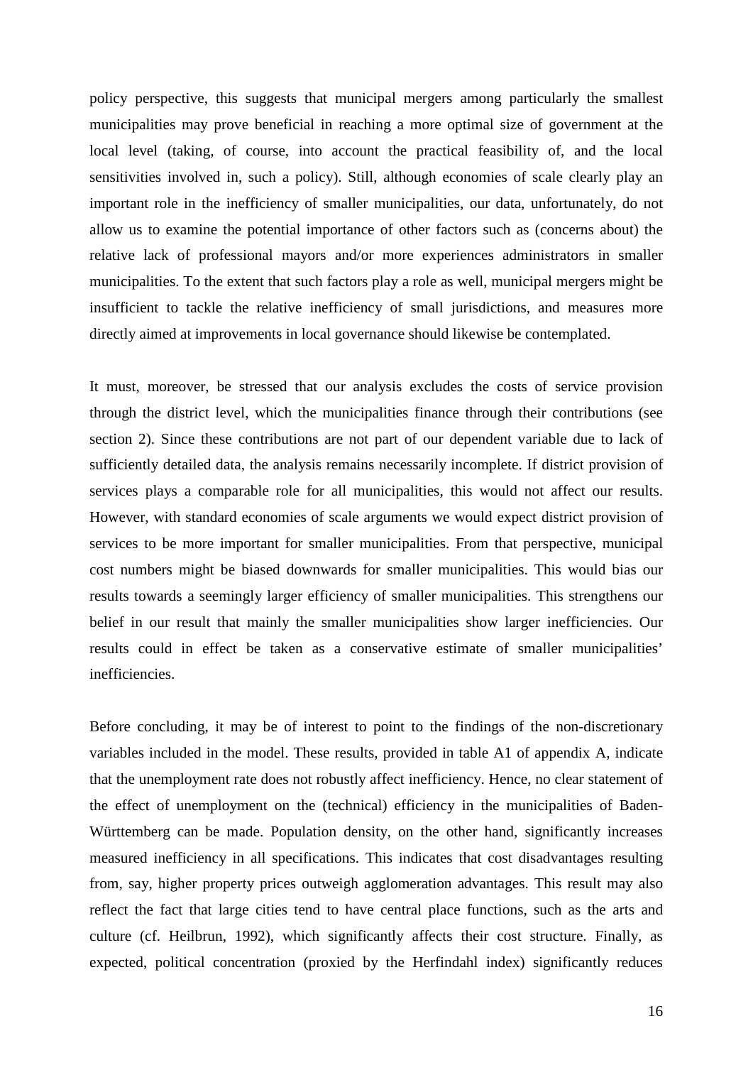policy perspective, this suggests that municipal mergers among particularly the smallest municipalities may prove beneficial in reaching a more optimal size of government at the local level (taking, of course, into account the practical feasibility of, and the local sensitivities involved in, such a policy). Still, although economies of scale clearly play an important role in the inefficiency of smaller municipalities, our data, unfortunately, do not allow us to examine the potential importance of other factors such as (concerns about) the relative lack of professional mayors and/or more experiences administrators in smaller municipalities. To the extent that such factors play a role as well, municipal mergers might be insufficient to tackle the relative inefficiency of small jurisdictions, and measures more directly aimed at improvements in local governance should likewise be contemplated.

It must, moreover, be stressed that our analysis excludes the costs of service provision through the district level, which the municipalities finance through their contributions (see section 2). Since these contributions are not part of our dependent variable due to lack of sufficiently detailed data, the analysis remains necessarily incomplete. If district provision of services plays a comparable role for all municipalities, this would not affect our results. However, with standard economies of scale arguments we would expect district provision of services to be more important for smaller municipalities. From that perspective, municipal cost numbers might be biased downwards for smaller municipalities. This would bias our results towards a seemingly larger efficiency of smaller municipalities. This strengthens our belief in our result that mainly the smaller municipalities show larger inefficiencies. Our results could in effect be taken as a conservative estimate of smaller municipalities' inefficiencies.

Before concluding, it may be of interest to point to the findings of the non-discretionary variables included in the model. These results, provided in table A1 of appendix A, indicate that the unemployment rate does not robustly affect inefficiency. Hence, no clear statement of the effect of unemployment on the (technical) efficiency in the municipalities of Baden-Württemberg can be made. Population density, on the other hand, significantly increases measured inefficiency in all specifications. This indicates that cost disadvantages resulting from, say, higher property prices outweigh agglomeration advantages. This result may also reflect the fact that large cities tend to have central place functions, such as the arts and culture (cf. Heilbrun, 1992), which significantly affects their cost structure. Finally, as expected, political concentration (proxied by the Herfindahl index) significantly reduces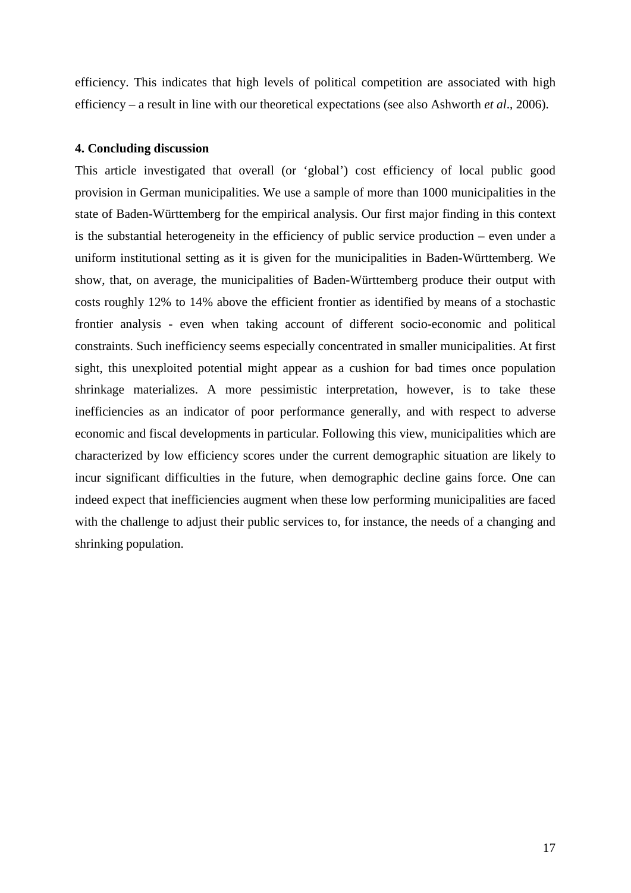efficiency. This indicates that high levels of political competition are associated with high efficiency – a result in line with our theoretical expectations (see also Ashworth *et al*., 2006).

## 4. Concluding discussion

This article investigated that overall (or 'global') cost efficiency of local public good provision in German municipalities. We use a sample of more than 1000 municipalities in the state of Baden-Württemberg for the empirical analysis. Our first major finding in this context is the substantial heterogeneity in the efficiency of public service production – even under a uniform institutional setting as it is given for the municipalities in Baden-Württemberg. We show, that, on average, the municipalities of Baden-Württemberg produce their output with costs roughly 12% to 14% above the efficient frontier as identified by means of a stochastic frontier analysis - even when taking account of different socio-economic and political constraints. Such inefficiency seems especially concentrated in smaller municipalities. At first sight, this unexploited potential might appear as a cushion for bad times once population shrinkage materializes. A more pessimistic interpretation, however, is to take these inefficiencies as an indicator of poor performance generally, and with respect to adverse economic and fiscal developments in particular. Following this view, municipalities which are characterized by low efficiency scores under the current demographic situation are likely to incur significant difficulties in the future, when demographic decline gains force. One can indeed expect that inefficiencies augment when these low performing municipalities are faced with the challenge to adjust their public services to, for instance, the needs of a changing and shrinking population.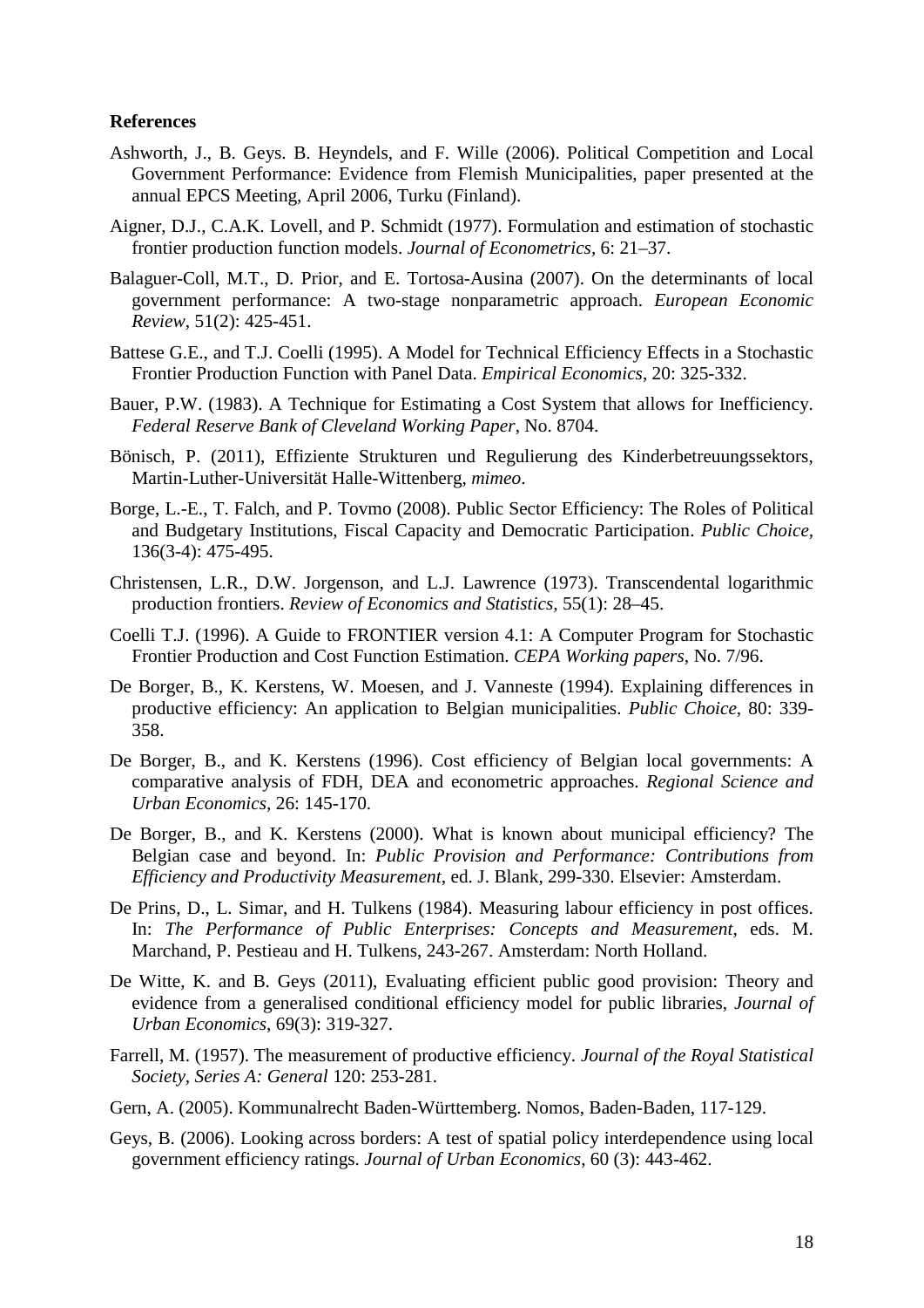**References**

Ashworth, J., B. Geys. B. Heyndels, and F. Wille (2006). Political Competition and Local Government Performance: Evidence from Flemish Municipalities, paper presented at the annual EPCS Meeting, April 2006, Turku (Finland).

Aigner, D.J., C.A.K. Lovell, and P. Schmidt (1977). Formulation and estimation of stochastic frontier production function models. *Journal of Econometrics,* 6: 21–37.

Balaguer-Coll, M.T., D. Prior, and E. Tortosa-Ausina (2007). On the determinants of local government performance: A two-stage nonparametric approach. *European Economic Review*, 51(2): 425-451.

Battese G.E., and T.J. Coelli (1995). A Model for Technical Efficiency Effects in a Stochastic Frontier Production Function with Panel Data. *Empirical Economics*, 20: 325-332.

Bauer, P.W. (1983). A Technique for Estimating a Cost System that allows for Inefficiency. *Federal Reserve Bank of Cleveland Working Paper*, No. 8704.

Bönisch, P. (2011), Effiziente Strukturen und Regulierung des Kinderbetreuungssektors, Martin-Luther-Universität Halle-Wittenberg, *mimeo*.

Borge, L.-E., T. Falch, and P. Tovmo (2008). Public Sector Efficiency: The Roles of Political and Budgetary Institutions, Fiscal Capacity and Democratic Participation. *Public Choice,* 136(3-4): 475-495.

Christensen, L.R., D.W. Jorgenson, and L.J. Lawrence (1973). Transcendental logarithmic production frontiers. *Review of Economics and Statistics,* 55(1): 28–45.

Coelli T.J. (1996). A Guide to FRONTIER version 4.1: A Computer Program for Stochastic Frontier Production and Cost Function Estimation. *CEPA Working papers*, No. 7/96.

De Borger, B., K. Kerstens, W. Moesen, and J. Vanneste (1994). Explaining differences in productive efficiency: An application to Belgian municipalities. *Public Choice*, 80: 339-358.

De Borger, B., and K. Kerstens (1996). Cost efficiency of Belgian local governments: A comparative analysis of FDH, DEA and econometric approaches. *Regional Science and Urban Economics,* 26: 145-170.

De Borger, B., and K. Kerstens (2000). What is known about municipal efficiency? The Belgian case and beyond. In: *Public Provision and Performance: Contributions from Efficiency and Productivity Measurement*, ed. J. Blank, 299-330. Elsevier: Amsterdam.

De Prins, D., L. Simar, and H. Tulkens (1984). Measuring labour efficiency in post offices. In: *The Performance of Public Enterprises: Concepts and Measurement*, eds. M. Marchand, P. Pestieau and H. Tulkens, 243-267. Amsterdam: North Holland.

De Witte, K. and B. Geys (2011), Evaluating efficient public good provision: Theory and evidence from a generalised conditional efficiency model for public libraries, *Journal of Urban Economics*, 69(3): 319-327.

Farrell, M. (1957). The measurement of productive efficiency. *Journal of the Royal Statistical Society, Series A: General* 120: 253-281.

Gern, A. (2005). Kommunalrecht Baden-Württemberg. Nomos, Baden-Baden, 117-129.

Geys, B. (2006). Looking across borders: A test of spatial policy interdependence using local government efficiency ratings. *Journal of Urban Economics*, 60 (3): 443-462.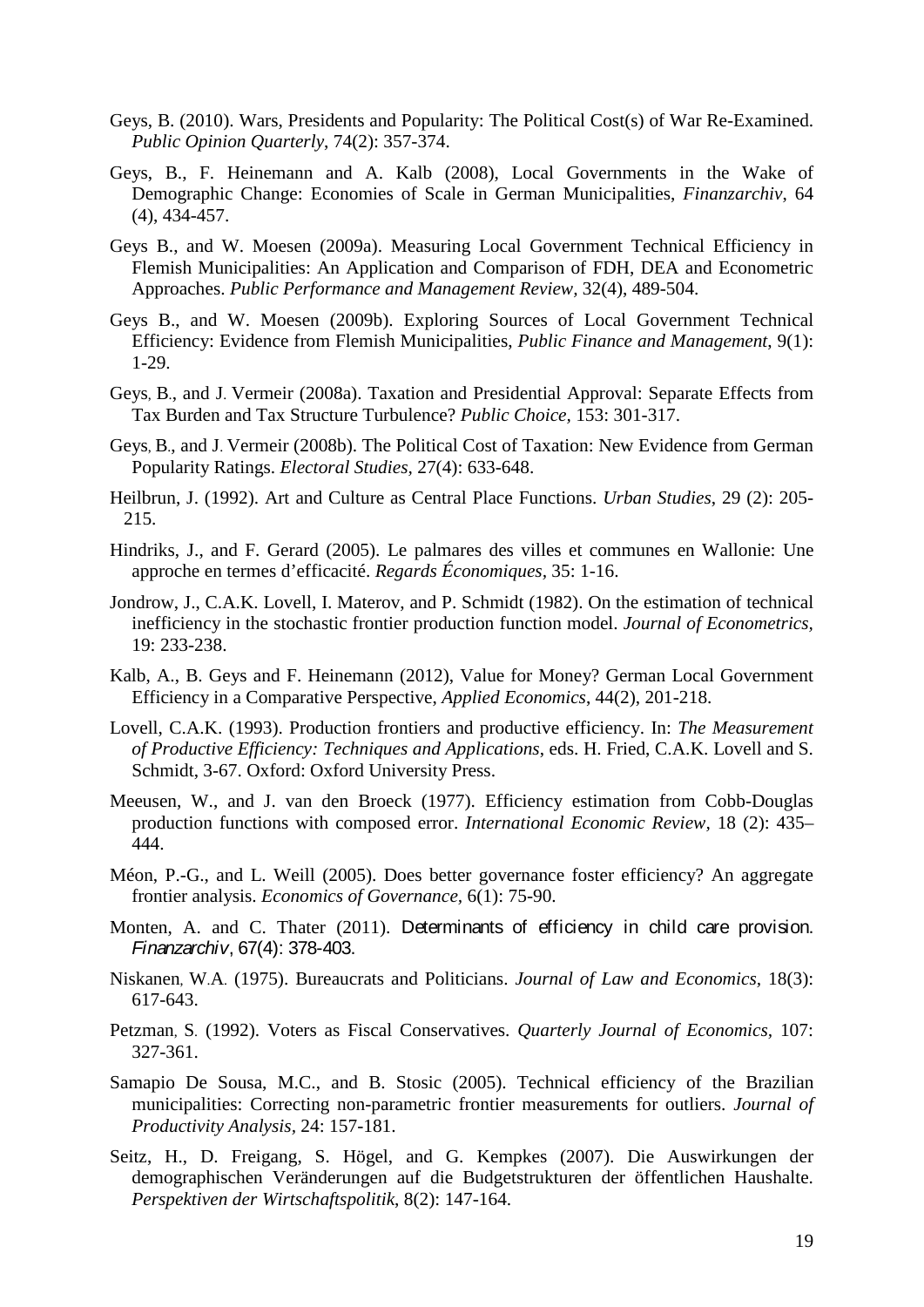Geys, B. (2010). Wars, Presidents and Popularity: The Political Cost(s) of War Re-Examined. *Public Opinion Quarterly*, 74(2): 357-374.

Geys, B., F. Heinemann and A. Kalb (2008), Local Governments in the Wake of Demographic Change: Economies of Scale in German Municipalities, *Finanzarchiv*, 64 (4), 434-457.

Geys B., and W. Moesen (2009a). Measuring Local Government Technical Efficiency in Flemish Municipalities: An Application and Comparison of FDH, DEA and Econometric Approaches. *Public Performance and Management Review*, 32(4), 489-504.

Geys B., and W. Moesen (2009b). Exploring Sources of Local Government Technical Efficiency: Evidence from Flemish Municipalities, *Public Finance and Management*, 9(1): 1-29.

Geys, B., and J. Vermeir (2008a). Taxation and Presidential Approval: Separate Effects from Tax Burden and Tax Structure Turbulence? *Public Choice*, 153: 301-317.

Geys, B., and J. Vermeir (2008b). The Political Cost of Taxation: New Evidence from German Popularity Ratings. *Electoral Studies*, 27(4): 633-648.

Heilbrun, J. (1992). Art and Culture as Central Place Functions. *Urban Studies*, 29 (2): 205-215.

Hindriks, J., and F. Gerard (2005). Le palmares des villes et communes en Wallonie: Une approche en termes d'efficacité. *Regards Économiques*, 35: 1-16.

Jondrow, J., C.A.K. Lovell, I. Materov, and P. Schmidt (1982). On the estimation of technical inefficiency in the stochastic frontier production function model. *Journal of Econometrics*, 19: 233-238.

Kalb, A., B. Geys and F. Heinemann (2012), Value for Money? German Local Government Efficiency in a Comparative Perspective, *Applied Economics*, 44(2), 201-218.

Lovell, C.A.K. (1993). Production frontiers and productive efficiency. In: *The Measurement of Productive Efficiency: Techniques and Applications*, eds. H. Fried, C.A.K. Lovell and S. Schmidt, 3-67. Oxford: Oxford University Press.

Meeusen, W., and J. van den Broeck (1977). Efficiency estimation from Cobb-Douglas production functions with composed error. *International Economic Review*, 18 (2): 435–444.

Méon, P.-G., and L. Weill (2005). Does better governance foster efficiency? An aggregate frontier analysis. *Economics of Governance*, 6(1): 75-90.

Monten, A. and C. Thater (2011). Determinants of efficiency in child care provision. *Finanzarchiv*, 67(4): 378-403.

Niskanen, W.A. (1975). Bureaucrats and Politicians. *Journal of Law and Economics*, 18(3): 617-643.

Petzman, S. (1992). Voters as Fiscal Conservatives. *Quarterly Journal of Economics*, 107: 327-361.

Samapio De Sousa, M.C., and B. Stosic (2005). Technical efficiency of the Brazilian municipalities: Correcting non-parametric frontier measurements for outliers. *Journal of Productivity Analysis*, 24: 157-181.

Seitz, H., D. Freigang, S. Högel, and G. Kempkes (2007). Die Auswirkungen der demographischen Veränderungen auf die Budgetstrukturen der öffentlichen Haushalte. *Perspektiven der Wirtschaftspolitik*, 8(2): 147-164.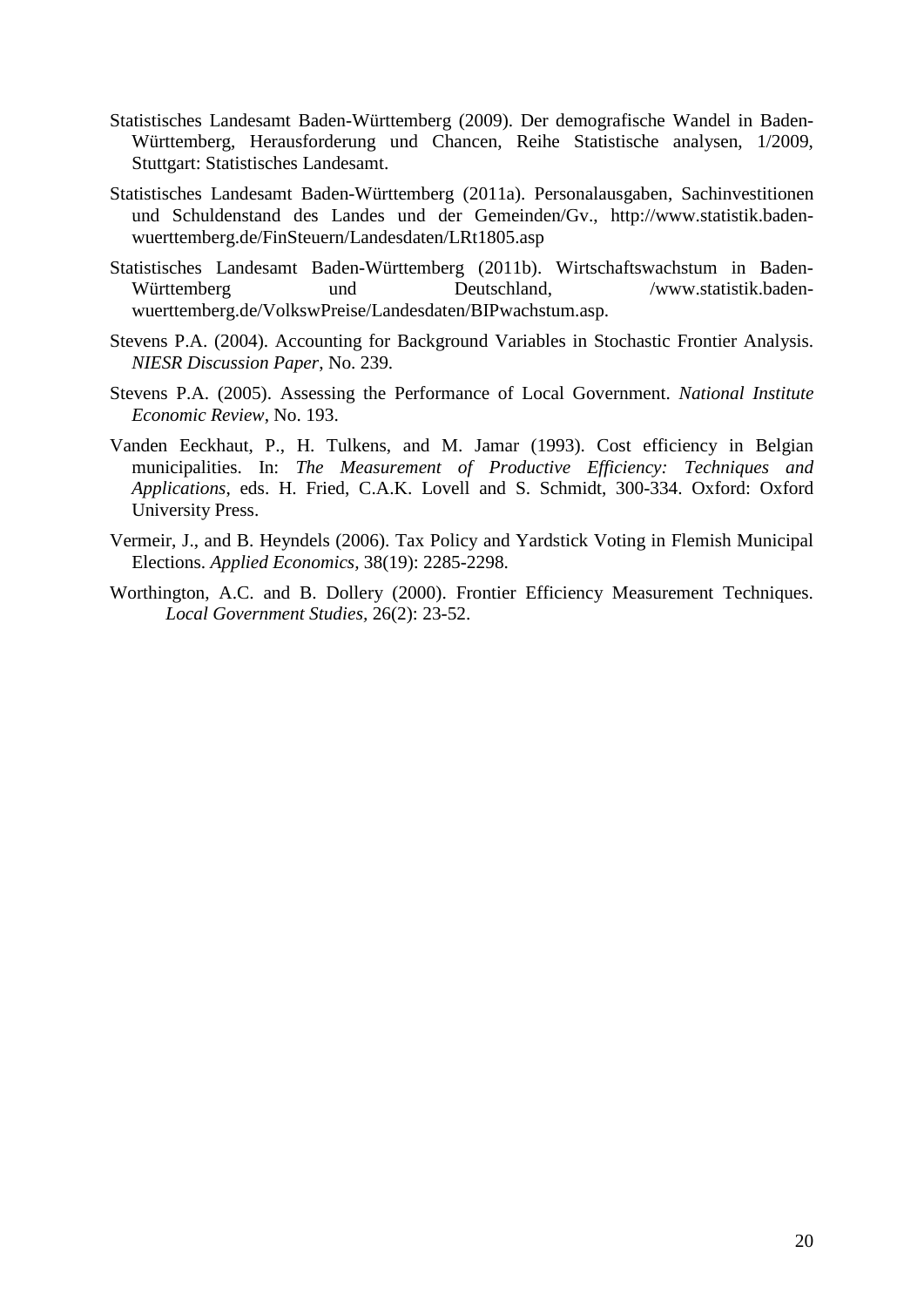Statistisches Landesamt Baden-Württemberg (2009). Der demografische Wandel in Baden-Württemberg, Herausforderung und Chancen, Reihe Statistische analysen, 1/2009, Stuttgart: Statistisches Landesamt.

Statistisches Landesamt Baden-Württemberg (2011a). Personalausgaben, Sachinvestitionen und Schuldenstand des Landes und der Gemeinden/Gv., http://www.statistik.baden-wuerttemberg.de/FinSteuern/Landesdaten/LRt1805.asp

Statistisches Landesamt Baden-Württemberg (2011b). Wirtschaftswachstum in Baden-Württemberg und Deutschland, /www.statistik.baden-wuerttemberg.de/VolkswPreise/Landesdaten/BIPwachstum.asp.

Stevens P.A. (2004). Accounting for Background Variables in Stochastic Frontier Analysis. *NIESR Discussion Paper*, No. 239.

Stevens P.A. (2005). Assessing the Performance of Local Government. *National Institute Economic Review*, No. 193.

Vanden Eeckhaut, P., H. Tulkens, and M. Jamar (1993). Cost efficiency in Belgian municipalities. In: *The Measurement of Productive Efficiency: Techniques and Applications*, eds. H. Fried, C.A.K. Lovell and S. Schmidt, 300-334. Oxford: Oxford University Press.

Vermeir, J., and B. Heyndels (2006). Tax Policy and Yardstick Voting in Flemish Municipal Elections. *Applied Economics,* 38(19): 2285-2298.

Worthington, A.C. and B. Dollery (2000). Frontier Efficiency Measurement Techniques. *Local Government Studies*, 26(2): 23-52.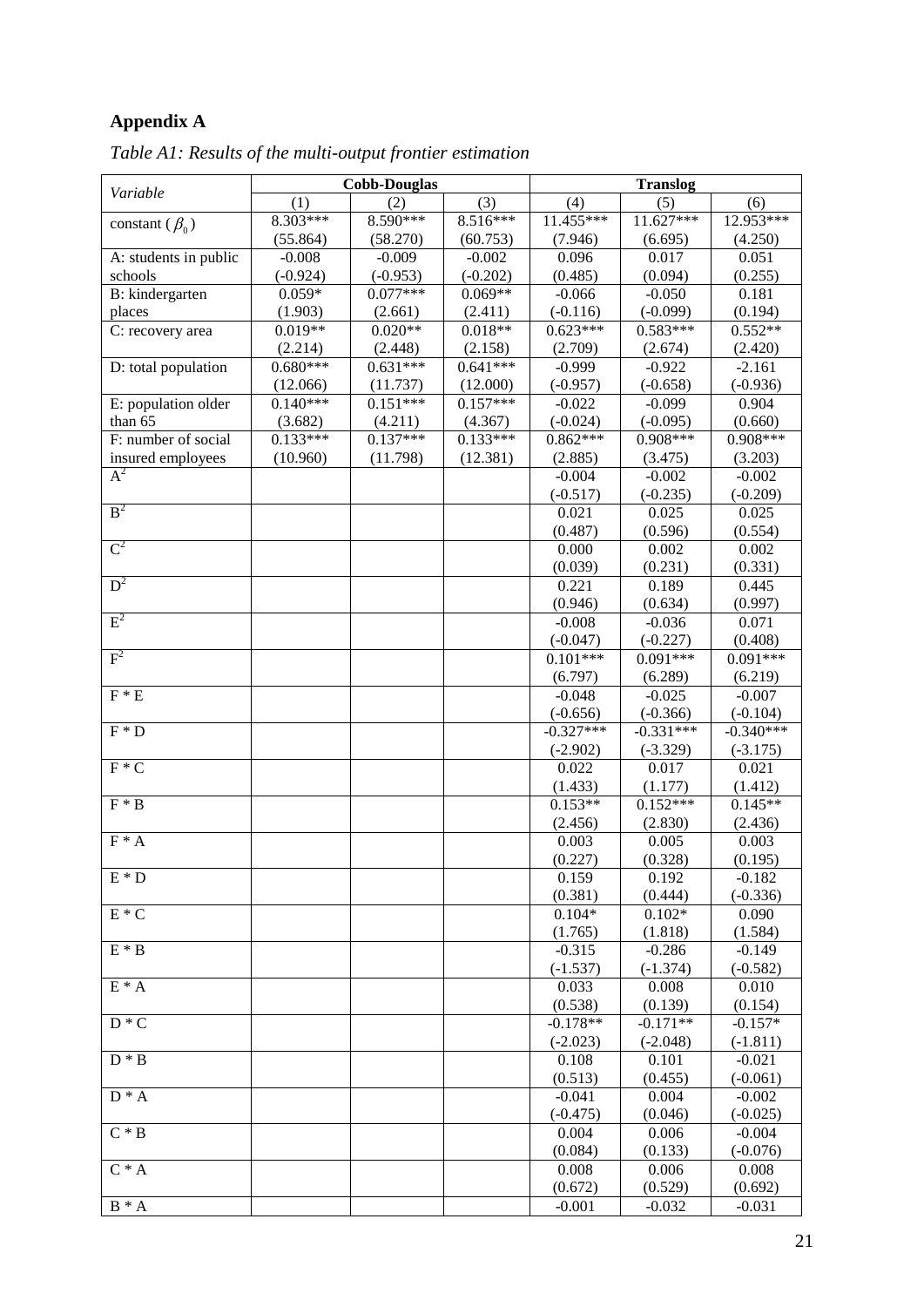# Appendix A

*Table A1: Results of the multi-output frontier estimation*

| *Variable* | Cobb-Douglas | | | Translog | | |
|---|---|---|---|---|---|---|
| | (1) | (2) | (3) | (4) | (5) | (6) |
| constant ($\beta_0$) | 8.303*** | 8.590*** | 8.516*** | 11.455*** | 11.627*** | 12.953*** |
| | (55.864) | (58.270) | (60.753) | (7.946) | (6.695) | (4.250) |
| A: students in public schools | -0.008 | -0.009 | -0.002 | 0.096 | 0.017 | 0.051 |
| | (-0.924) | (-0.953) | (-0.202) | (0.485) | (0.094) | (0.255) |
| B: kindergarten places | 0.059* | 0.077*** | 0.069** | -0.066 | -0.050 | 0.181 |
| | (1.903) | (2.661) | (2.411) | (-0.116) | (-0.099) | (0.194) |
| C: recovery area | 0.019** | 0.020** | 0.018** | 0.623*** | 0.583*** | 0.552** |
| | (2.214) | (2.448) | (2.158) | (2.709) | (2.674) | (2.420) |
| D: total population | 0.680*** | 0.631*** | 0.641*** | -0.999 | -0.922 | -2.161 |
| | (12.066) | (11.737) | (12.000) | (-0.957) | (-0.658) | (-0.936) |
| E: population older than 65 | 0.140*** | 0.151*** | 0.157*** | -0.022 | -0.099 | 0.904 |
| | (3.682) | (4.211) | (4.367) | (-0.024) | (-0.095) | (0.660) |
| F: number of social insured employees | 0.133*** | 0.137*** | 0.133*** | 0.862*** | 0.908*** | 0.908*** |
| | (10.960) | (11.798) | (12.381) | (2.885) | (3.475) | (3.203) |
| $A^2$ | | | | -0.004 | -0.002 | -0.002 |
| | | | | (-0.517) | (-0.235) | (-0.209) |
| $B^2$ | | | | 0.021 | 0.025 | 0.025 |
| | | | | (0.487) | (0.596) | (0.554) |
| $C^2$ | | | | 0.000 | 0.002 | 0.002 |
| | | | | (0.039) | (0.231) | (0.331) |
| $D^2$ | | | | 0.221 | 0.189 | 0.445 |
| | | | | (0.946) | (0.634) | (0.997) |
| $E^2$ | | | | -0.008 | -0.036 | 0.071 |
| | | | | (-0.047) | (-0.227) | (0.408) |
| $F^2$ | | | | 0.101*** | 0.091*** | 0.091*** |
| | | | | (6.797) | (6.289) | (6.219) |
| F * E | | | | -0.048 | -0.025 | -0.007 |
| | | | | (-0.656) | (-0.366) | (-0.104) |
| F * D | | | | -0.327*** | -0.331*** | -0.340*** |
| | | | | (-2.902) | (-3.329) | (-3.175) |
| F * C | | | | 0.022 | 0.017 | 0.021 |
| | | | | (1.433) | (1.177) | (1.412) |
| F * B | | | | 0.153** | 0.152*** | 0.145** |
| | | | | (2.456) | (2.830) | (2.436) |
| F * A | | | | 0.003 | 0.005 | 0.003 |
| | | | | (0.227) | (0.328) | (0.195) |
| E * D | | | | 0.159 | 0.192 | -0.182 |
| | | | | (0.381) | (0.444) | (-0.336) |
| E * C | | | | 0.104* | 0.102* | 0.090 |
| | | | | (1.765) | (1.818) | (1.584) |
| E * B | | | | -0.315 | -0.286 | -0.149 |
| | | | | (-1.537) | (-1.374) | (-0.582) |
| E * A | | | | 0.033 | 0.008 | 0.010 |
| | | | | (0.538) | (0.139) | (0.154) |
| D * C | | | | -0.178** | -0.171** | -0.157* |
| | | | | (-2.023) | (-2.048) | (-1.811) |
| D * B | | | | 0.108 | 0.101 | -0.021 |
| | | | | (0.513) | (0.455) | (-0.061) |
| D * A | | | | -0.041 | 0.004 | -0.002 |
| | | | | (-0.475) | (0.046) | (-0.025) |
| C * B | | | | 0.004 | 0.006 | -0.004 |
| | | | | (0.084) | (0.133) | (-0.076) |
| C * A | | | | 0.008 | 0.006 | 0.008 |
| | | | | (0.672) | (0.529) | (0.692) |
| B * A | | | | -0.001 | -0.032 | -0.031 |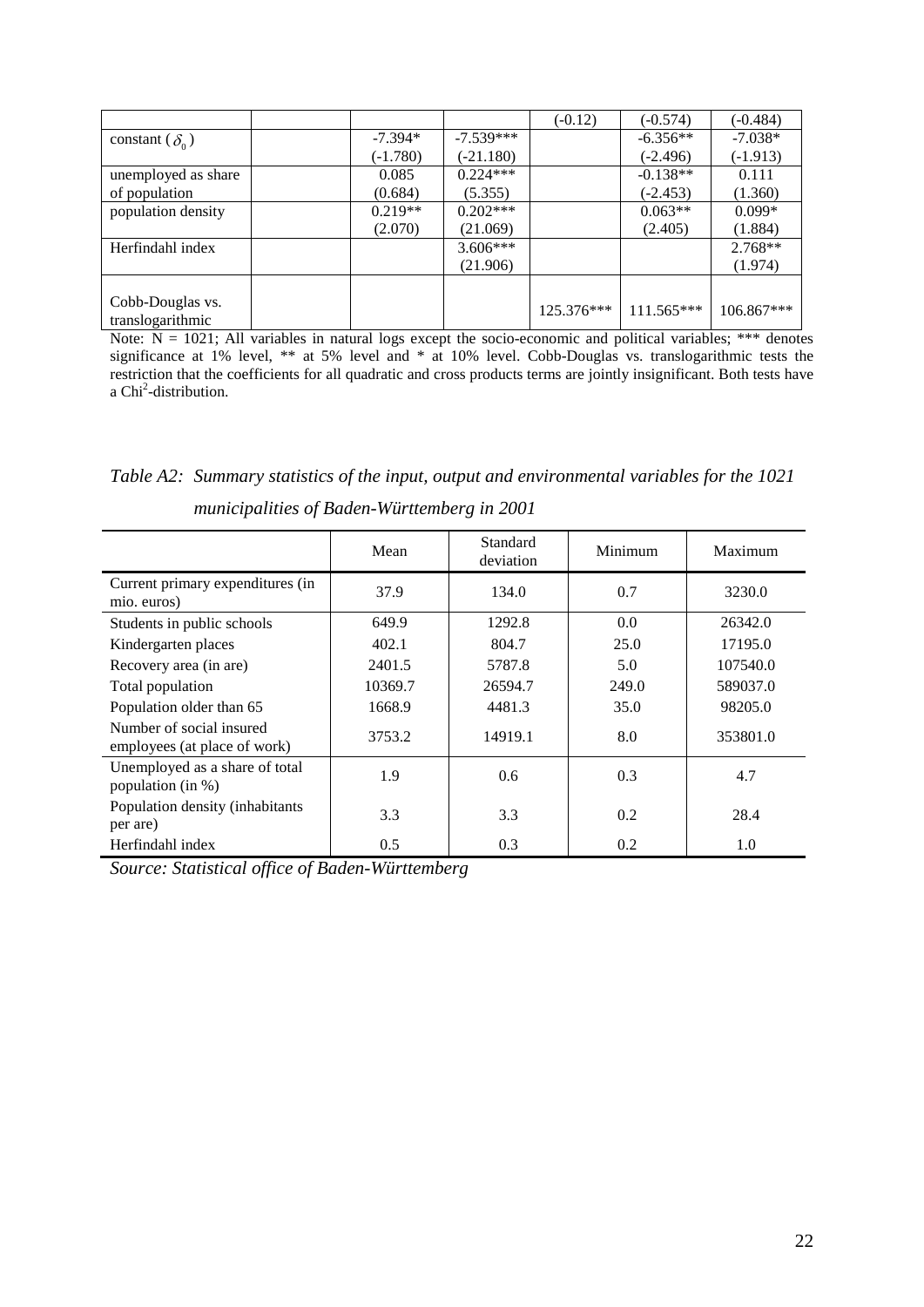| | | | | | | |
|---|---|---|---|---|---|---|
| | | | | (-0.12) | (-0.574) | (-0.484) |
| constant ($\delta_0$) | | -7.394* | -7.539*** | | -6.356** | -7.038* |
| | | (-1.780) | (-21.180) | | (-2.496) | (-1.913) |
| unemployed as share of population | | 0.085 | 0.224*** | | -0.138** | 0.111 |
| | | (0.684) | (5.355) | | (-2.453) | (1.360) |
| population density | | 0.219** | 0.202*** | | 0.063** | 0.099* |
| | | (2.070) | (21.069) | | (2.405) | (1.884) |
| Herfindahl index | | | 3.606*** | | | 2.768** |
| | | | (21.906) | | | (1.974) |
| Cobb-Douglas vs. translogarithmic | | | | 125.376*** | 111.565*** | 106.867*** |

Note: N = 1021; All variables in natural logs except the socio-economic and political variables; *** denotes significance at 1% level, ** at 5% level and * at 10% level. Cobb-Douglas vs. translogarithmic tests the restriction that the coefficients for all quadratic and cross products terms are jointly insignificant. Both tests have a $Chi^2$-distribution.

*Table A2: Summary statistics of the input, output and environmental variables for the 1021 municipalities of Baden-Württemberg in 2001*

| | Mean | Standard deviation | Minimum | Maximum |
|---|---|---|---|---|
| Current primary expenditures (in mio. euros) | 37.9 | 134.0 | 0.7 | 3230.0 |
| Students in public schools | 649.9 | 1292.8 | 0.0 | 26342.0 |
| Kindergarten places | 402.1 | 804.7 | 25.0 | 17195.0 |
| Recovery area (in are) | 2401.5 | 5787.8 | 5.0 | 107540.0 |
| Total population | 10369.7 | 26594.7 | 249.0 | 589037.0 |
| Population older than 65 | 1668.9 | 4481.3 | 35.0 | 98205.0 |
| Number of social insured employees (at place of work) | 3753.2 | 14919.1 | 8.0 | 353801.0 |
| Unemployed as a share of total population (in %) | 1.9 | 0.6 | 0.3 | 4.7 |
| Population density (inhabitants per are) | 3.3 | 3.3 | 0.2 | 28.4 |
| Herfindahl index | 0.5 | 0.3 | 0.2 | 1.0 |

*Source: Statistical office of Baden-Württemberg*